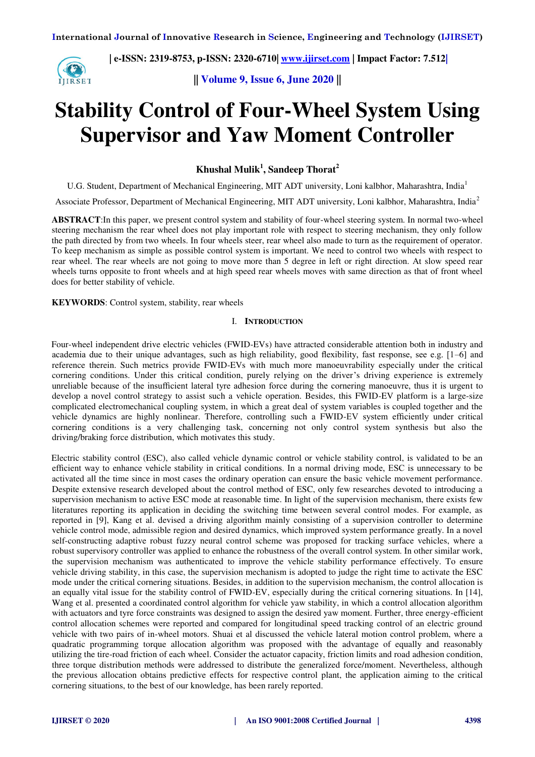# Stability Control of Four-Wheel System Using Supervisor and Yaw Moment Controller

**Khushal Mulik[1], Sandeep Thorat[2]**

U.G. Student, Department of Mechanical Engineering, MIT ADT university, Loni kalbhor, Maharashtra, India[1]

Associate Professor, Department of Mechanical Engineering, MIT ADT university, Loni kalbhor, Maharashtra, India[2]

**ABSTRACT**:In this paper, we present control system and stability of four-wheel steering system. In normal two-wheel steering mechanism the rear wheel does not play important role with respect to steering mechanism, they only follow the path directed by from two wheels. In four wheels steer, rear wheel also made to turn as the requirement of operator. To keep mechanism as simple as possible control system is important. We need to control two wheels with respect to rear wheel. The rear wheels are not going to move more than 5 degree in left or right direction. At slow speed rear wheels turns opposite to front wheels and at high speed rear wheels moves with same direction as that of front wheel does for better stability of vehicle.

**KEYWORDS**: Control system, stability, rear wheels

## I. Introduction

Four-wheel independent drive electric vehicles (FWID-EVs) have attracted considerable attention both in industry and academia due to their unique advantages, such as high reliability, good flexibility, fast response, see e.g. [1–6] and reference therein. Such metrics provide FWID-EVs with much more manoeuvrability especially under the critical cornering conditions. Under this critical condition, purely relying on the driver's driving experience is extremely unreliable because of the insufficient lateral tyre adhesion force during the cornering manoeuvre, thus it is urgent to develop a novel control strategy to assist such a vehicle operation. Besides, this FWID-EV platform is a large-size complicated electromechanical coupling system, in which a great deal of system variables is coupled together and the vehicle dynamics are highly nonlinear. Therefore, controlling such a FWID-EV system efficiently under critical cornering conditions is a very challenging task, concerning not only control system synthesis but also the driving/braking force distribution, which motivates this study.

Electric stability control (ESC), also called vehicle dynamic control or vehicle stability control, is validated to be an efficient way to enhance vehicle stability in critical conditions. In a normal driving mode, ESC is unnecessary to be activated all the time since in most cases the ordinary operation can ensure the basic vehicle movement performance. Despite extensive research developed about the control method of ESC, only few researches devoted to introducing a supervision mechanism to active ESC mode at reasonable time. In light of the supervision mechanism, there exists few literatures reporting its application in deciding the switching time between several control modes. For example, as reported in [9], Kang et al. devised a driving algorithm mainly consisting of a supervision controller to determine vehicle control mode, admissible region and desired dynamics, which improved system performance greatly. In a novel self-constructing adaptive robust fuzzy neural control scheme was proposed for tracking surface vehicles, where a robust supervisory controller was applied to enhance the robustness of the overall control system. In other similar work, the supervision mechanism was authenticated to improve the vehicle stability performance effectively. To ensure vehicle driving stability, in this case, the supervision mechanism is adopted to judge the right time to activate the ESC mode under the critical cornering situations. Besides, in addition to the supervision mechanism, the control allocation is an equally vital issue for the stability control of FWID-EV, especially during the critical cornering situations. In [14], Wang et al. presented a coordinated control algorithm for vehicle yaw stability, in which a control allocation algorithm with actuators and tyre force constraints was designed to assign the desired yaw moment. Further, three energy-efficient control allocation schemes were reported and compared for longitudinal speed tracking control of an electric ground vehicle with two pairs of in-wheel motors. Shuai et al discussed the vehicle lateral motion control problem, where a quadratic programming torque allocation algorithm was proposed with the advantage of equally and reasonably utilizing the tire-road friction of each wheel. Consider the actuator capacity, friction limits and road adhesion condition, three torque distribution methods were addressed to distribute the generalized force/moment. Nevertheless, although the previous allocation obtains predictive effects for respective control plant, the application aiming to the critical cornering situations, to the best of our knowledge, has been rarely reported.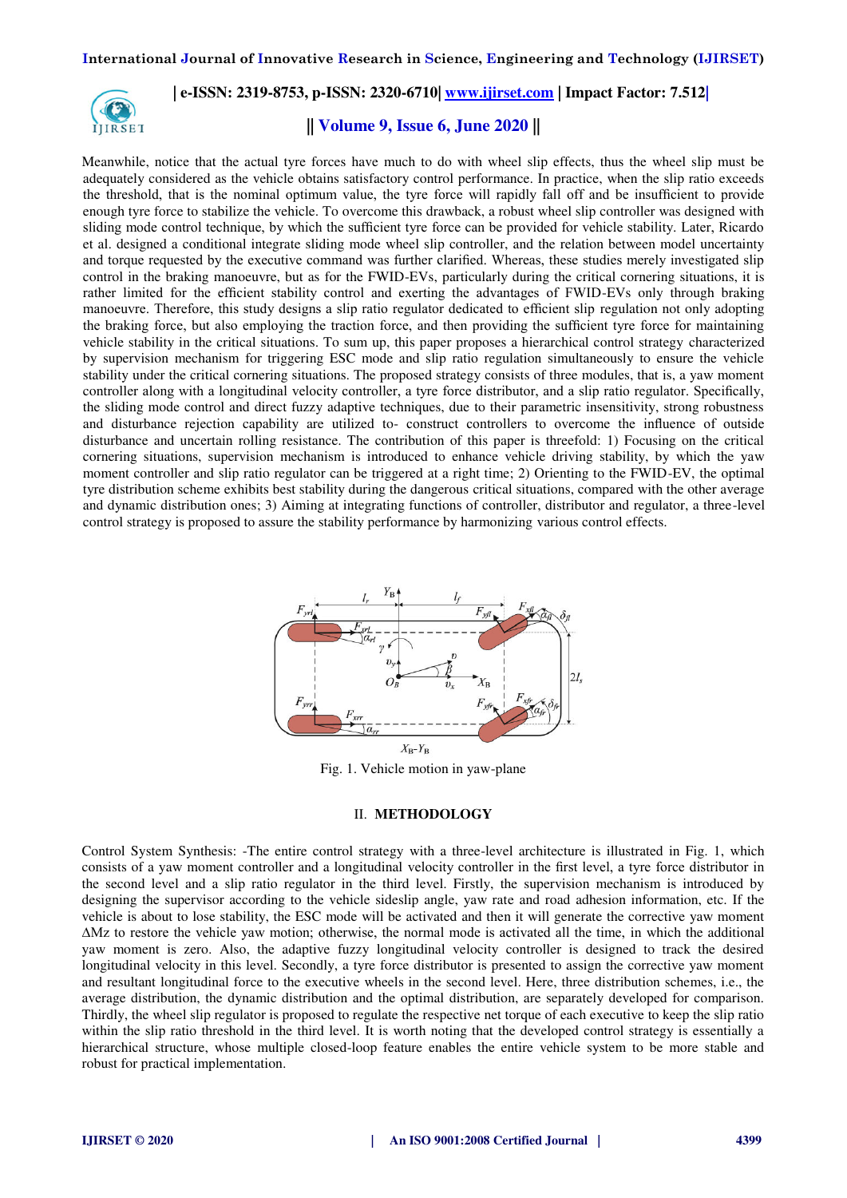Meanwhile, notice that the actual tyre forces have much to do with wheel slip effects, thus the wheel slip must be adequately considered as the vehicle obtains satisfactory control performance. In practice, when the slip ratio exceeds the threshold, that is the nominal optimum value, the tyre force will rapidly fall off and be insufficient to provide enough tyre force to stabilize the vehicle. To overcome this drawback, a robust wheel slip controller was designed with sliding mode control technique, by which the sufficient tyre force can be provided for vehicle stability. Later, Ricardo et al. designed a conditional integrate sliding mode wheel slip controller, and the relation between model uncertainty and torque requested by the executive command was further clarified. Whereas, these studies merely investigated slip control in the braking manoeuvre, but as for the FWID-EVs, particularly during the critical cornering situations, it is rather limited for the efficient stability control and exerting the advantages of FWID-EVs only through braking manoeuvre. Therefore, this study designs a slip ratio regulator dedicated to efficient slip regulation not only adopting the braking force, but also employing the traction force, and then providing the sufficient tyre force for maintaining vehicle stability in the critical situations. To sum up, this paper proposes a hierarchical control strategy characterized by supervision mechanism for triggering ESC mode and slip ratio regulation simultaneously to ensure the vehicle stability under the critical cornering situations. The proposed strategy consists of three modules, that is, a yaw moment controller along with a longitudinal velocity controller, a tyre force distributor, and a slip ratio regulator. Specifically, the sliding mode control and direct fuzzy adaptive techniques, due to their parametric insensitivity, strong robustness and disturbance rejection capability are utilized to- construct controllers to overcome the influence of outside disturbance and uncertain rolling resistance. The contribution of this paper is threefold: 1) Focusing on the critical cornering situations, supervision mechanism is introduced to enhance vehicle driving stability, by which the yaw moment controller and slip ratio regulator can be triggered at a right time; 2) Orienting to the FWID-EV, the optimal tyre distribution scheme exhibits best stability during the dangerous critical situations, compared with the other average and dynamic distribution ones; 3) Aiming at integrating functions of controller, distributor and regulator, a three-level control strategy is proposed to assure the stability performance by harmonizing various control effects.

Fig. 1. Vehicle motion in yaw-plane

## II. METHODOLOGY

Control System Synthesis: -The entire control strategy with a three-level architecture is illustrated in Fig. 1, which consists of a yaw moment controller and a longitudinal velocity controller in the first level, a tyre force distributor in the second level and a slip ratio regulator in the third level. Firstly, the supervision mechanism is introduced by designing the supervisor according to the vehicle sideslip angle, yaw rate and road adhesion information, etc. If the vehicle is about to lose stability, the ESC mode will be activated and then it will generate the corrective yaw moment $\Delta Mz$ to restore the vehicle yaw motion; otherwise, the normal mode is activated all the time, in which the additional yaw moment is zero. Also, the adaptive fuzzy longitudinal velocity controller is designed to track the desired longitudinal velocity in this level. Secondly, a tyre force distributor is presented to assign the corrective yaw moment and resultant longitudinal force to the executive wheels in the second level. Here, three distribution schemes, i.e., the average distribution, the dynamic distribution and the optimal distribution, are separately developed for comparison. Thirdly, the wheel slip regulator is proposed to regulate the respective net torque of each executive to keep the slip ratio within the slip ratio threshold in the third level. It is worth noting that the developed control strategy is essentially a hierarchical structure, whose multiple closed-loop feature enables the entire vehicle system to be more stable and robust for practical implementation.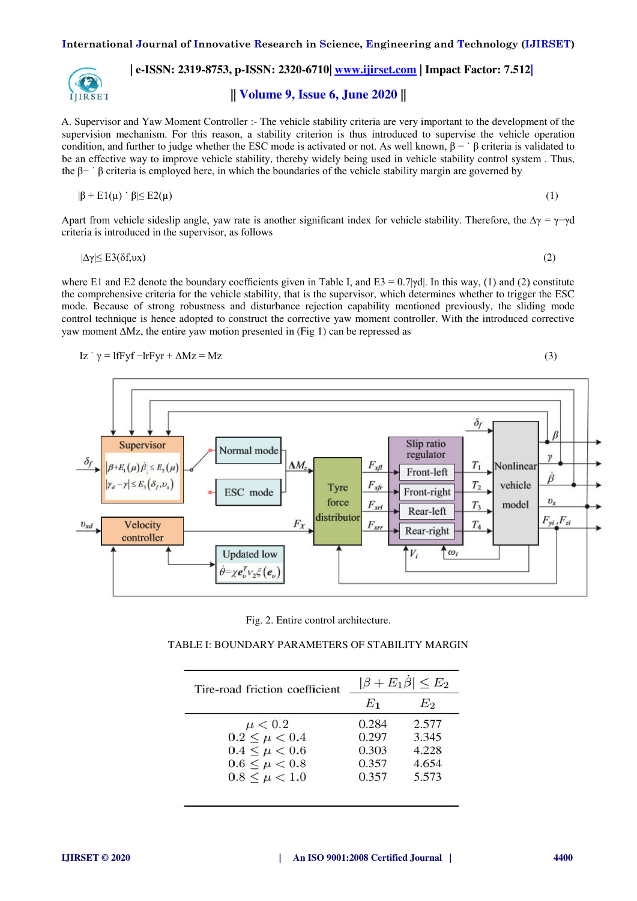A. Supervisor and Yaw Moment Controller :- The vehicle stability criteria are very important to the development of the supervision mechanism. For this reason, a stability criterion is thus introduced to supervise the vehicle operation condition, and further to judge whether the ESC mode is activated or not. As well known, $\beta - \dot{\beta}$ criteria is validated to be an effective way to improve vehicle stability, thereby widely being used in vehicle stability control system . Thus, the $\beta - \dot{\beta}$ criteria is employed here, in which the boundaries of the vehicle stability margin are governed by

$$|\beta + E_1(\mu)\dot{\beta}| \le E_2(\mu) \tag{1}$$

Apart from vehicle sideslip angle, yaw rate is another significant index for vehicle stability. Therefore, the $\Delta\gamma = \gamma - \gamma_d$ criteria is introduced in the supervisor, as follows

$$|\Delta\gamma| \le E_3(\delta_f, \upsilon_x) \tag{2}$$

where E1 and E2 denote the boundary coefficients given in Table I, and $E_3 = 0.7|\gamma_d|$. In this way, (1) and (2) constitute the comprehensive criteria for the vehicle stability, that is the supervisor, which determines whether to trigger the ESC mode. Because of strong robustness and disturbance rejection capability mentioned previously, the sliding mode control technique is hence adopted to construct the corrective yaw moment controller. With the introduced corrective yaw moment $\Delta M_z$, the entire yaw motion presented in (Fig 1) can be repressed as

$$I_z\dot{\gamma} = l_f F_{yf} - l_r F_{yr} + \Delta M_z = M_z \tag{3}$$

Fig. 2. Entire control architecture.

TABLE I: BOUNDARY PARAMETERS OF STABILITY MARGIN

| Tire-road friction coefficient | $\lvert\beta + E_1\dot{\beta}\rvert \le E_2$ | |
|---|---|---|
| | $E_1$ | $E_2$ |
| $\mu < 0.2$ | 0.284 | 2.577 |
| $0.2 \le \mu < 0.4$ | 0.297 | 3.345 |
| $0.4 \le \mu < 0.6$ | 0.303 | 4.228 |
| $0.6 \le \mu < 0.8$ | 0.357 | 4.654 |
| $0.8 \le \mu < 1.0$ | 0.357 | 5.573 |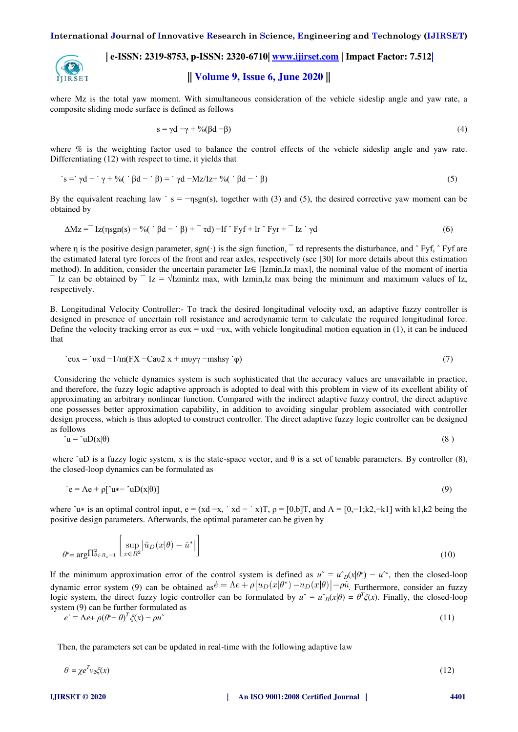where Mz is the total yaw moment. With simultaneous consideration of the vehicle sideslip angle and yaw rate, a composite sliding mode surface is defined as follows

$$s = \gamma d - \gamma + \%(\beta d - \beta) \tag{4}$$

where % is the weighting factor used to balance the control effects of the vehicle sideslip angle and yaw rate. Differentiating (12) with respect to time, it yields that

$$\dot{s} = \dot{\gamma} d - \dot{\gamma} + \%(\dot{\beta} d - \dot{\beta}) = \dot{\gamma} d - Mz/Iz + \%(\dot{\beta} d - \dot{\beta}) \tag{5}$$

By the equivalent reaching law $\dot{s} = -\eta \mathrm{sgn}(s)$, together with (3) and (5), the desired corrective yaw moment can be obtained by

$$\Delta Mz = \bar{I}z(\eta \mathrm{sgn}(s) + \%(\dot{\beta} d - \dot{\beta}) + \bar{\tau} d) - lf \hat{F}yf + lr \hat{F}yr + \bar{I}z \dot{\gamma} d \tag{6}$$

where η is the positive design parameter, sgn(·) is the sign function, $\bar{\tau}d$ represents the disturbance, and $\hat{F}yf$, $\hat{F}yf$ are the estimated lateral tyre forces of the front and rear axles, respectively (see [30] for more details about this estimation method). In addition, consider the uncertain parameter Iz∈ [Izmin,Iz max], the nominal value of the moment of inertia $\bar{I}z$ can be obtained by $\bar{I}z = \sqrt{IzminIz\ max}$, with Izmin,Iz max being the minimum and maximum values of Iz, respectively.

B. Longitudinal Velocity Controller:- To track the desired longitudinal velocity υxd, an adaptive fuzzy controller is designed in presence of uncertain roll resistance and aerodynamic term to calculate the required longitudinal force. Define the velocity tracking error as eυx = υxd −υx, with vehicle longitudinal motion equation in (1), it can be induced that

$$\dot{e}\upsilon x = \dot{\upsilon} xd - 1/m(FX - Ca\upsilon^2 x + m\upsilon y\gamma - mshs\gamma \dot{\varphi}) \tag{7}$$

Considering the vehicle dynamics system is such sophisticated that the accuracy values are unavailable in practice, and therefore, the fuzzy logic adaptive approach is adopted to deal with this problem in view of its excellent ability of approximating an arbitrary nonlinear function. Compared with the indirect adaptive fuzzy control, the direct adaptive one possesses better approximation capability, in addition to avoiding singular problem associated with controller design process, which is thus adopted to construct controller. The direct adaptive fuzzy logic controller can be designed as follows

$$\hat{u} = \hat{u}D(x|\theta) \tag{8}$$

where $\hat{u}D$ is a fuzzy logic system, x is the state-space vector, and θ is a set of tenable parameters. By controller (8), the closed-loop dynamics can be formulated as

$$\dot{e} = \Lambda e + \rho[\hat{u}* - \hat{u}D(x|\theta)] \tag{9}$$

where $\hat{u}*$ is an optimal control input, e = (xd −x, $\dot{}$ xd − $\dot{}$ x)T, ρ = [0,b]T, and Λ = [0,−1;k2,−k1] with k1,k2 being the positive design parameters. Afterwards, the optimal parameter can be given by

$$\theta^* = \arg\Pi^2_{\theta\in R_i=1}\left[\sup_{x\in R^2}\left|\hat{u}_D(x|\theta) - \hat{u}^*\right|\right] \tag{10}$$

If the minimum approximation error of the control system is defined as $\tilde{u} = \hat{u}_D(x|\theta^*) - \hat{u}^*$, then the closed-loop dynamic error system (9) can be obtained as $\dot{e} = \Lambda e + \rho\left[u_D(x|\theta^*) - u_D(x|\theta)\right] - \rho\tilde{u}$. Furthermore, consider an fuzzy logic system, the direct fuzzy logic controller can be formulated by $\hat{u} = \hat{u}_D(x|\theta) = \theta^T\xi(x)$. Finally, the closed-loop system (9) can be further formulated as

$$\dot{e} = \Lambda e + \rho(\theta^* - \theta)^T\xi(x) - \rho\tilde{u} \tag{11}$$

Then, the parameters set can be updated in real-time with the following adaptive law

$$\dot{\theta} = \chi e^T v_2 \xi(x) \tag{12}$$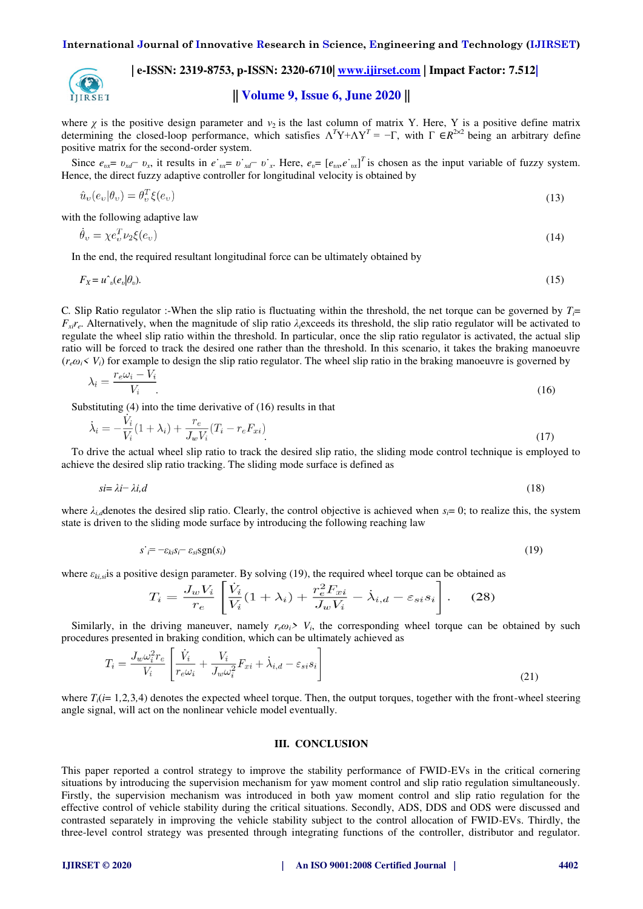where $\chi$ is the positive design parameter and $\nu_2$ is the last column of matrix Y. Here, Y is a positive define matrix determining the closed-loop performance, which satisfies $\Lambda^T Y+\Lambda Y^T = -\Gamma$, with $\Gamma \in R^{2\times 2}$ being an arbitrary define positive matrix for the second-order system.

Since $e_{vx}= v_{xd}- v_x$, it results in $\dot{e}_{vx}= \dot{v}_{xd}- \dot{v}_x$. Here, $e_v= [e_{vx}, \dot{e}_{vx}]^T$ is chosen as the input variable of fuzzy system. Hence, the direct fuzzy adaptive controller for longitudinal velocity is obtained by

$$\hat{u}_v(e_v|\theta_v) = \theta_v^T \xi(e_v) \tag{13}$$

with the following adaptive law

$$\dot{\theta}_v = \chi e_v^T \nu_2 \xi(e_v) \tag{14}$$

In the end, the required resultant longitudinal force can be ultimately obtained by

$$F_X = \hat{u}_v(e_v|\theta_v). \tag{15}$$

C. Slip Ratio regulator :-When the slip ratio is fluctuating within the threshold, the net torque can be governed by $T_i= F_{xi}r_e$. Alternatively, when the magnitude of slip ratio $\lambda_i$exceeds its threshold, the slip ratio regulator will be activated to regulate the wheel slip ratio within the threshold. In particular, once the slip ratio regulator is activated, the actual slip ratio will be forced to track the desired one rather than the threshold. In this scenario, it takes the braking manoeuvre ($r_e\omega_i< V_i$) for example to design the slip ratio regulator. The wheel slip ratio in the braking manoeuvre is governed by

$$\lambda_i = \frac{r_e\omega_i - V_i}{V_i}. \tag{16}$$

Substituting (4) into the time derivative of (16) results in that

$$\dot{\lambda}_i = -\frac{\dot{V}_i}{V_i}(1+\lambda_i) + \frac{r_e}{J_w V_i}(T_i - r_e F_{xi}). \tag{17}$$

To drive the actual wheel slip ratio to track the desired slip ratio, the sliding mode control technique is employed to achieve the desired slip ratio tracking. The sliding mode surface is defined as

$$s_i= \lambda_i- \lambda_{i,d} \tag{18}$$

where $\lambda_{i,d}$denotes the desired slip ratio. Clearly, the control objective is achieved when $s_i= 0$; to realize this, the system state is driven to the sliding mode surface by introducing the following reaching law

$$\dot{s}_i= -\varepsilon_{ki}s_i- \varepsilon_{si}\text{sgn}(s_i) \tag{19}$$

where $\varepsilon_{ki,si}$is a positive design parameter. By solving (19), the required wheel torque can be obtained as

$$T_i = \frac{J_w V_i}{r_e}\left[\frac{\dot{V}_i}{V_i}(1+\lambda_i) + \frac{r_e^2 F_{xi}}{J_w V_i} - \dot{\lambda}_{i,d} - \varepsilon_{si}s_i\right]. \tag{28}$$

Similarly, in the driving maneuver, namely $r_e\omega_i> V_i$, the corresponding wheel torque can be obtained by such procedures presented in braking condition, which can be ultimately achieved as

$$T_i = \frac{J_w \omega_i^2 r_e}{V_i}\left[\frac{\dot{V}_i}{r_e\omega_i} + \frac{V_i}{J_w\omega_i^2}F_{xi} + \dot{\lambda}_{i,d} - \varepsilon_{si}s_i\right] \tag{21}$$

where $T_i(i= 1,2,3,4)$ denotes the expected wheel torque. Then, the output torques, together with the front-wheel steering angle signal, will act on the nonlinear vehicle model eventually.

## III. CONCLUSION

This paper reported a control strategy to improve the stability performance of FWID-EVs in the critical cornering situations by introducing the supervision mechanism for yaw moment control and slip ratio regulation simultaneously. Firstly, the supervision mechanism was introduced in both yaw moment control and slip ratio regulation for the effective control of vehicle stability during the critical situations. Secondly, ADS, DDS and ODS were discussed and contrasted separately in improving the vehicle stability subject to the control allocation of FWID-EVs. Thirdly, the three-level control strategy was presented through integrating functions of the controller, distributor and regulator.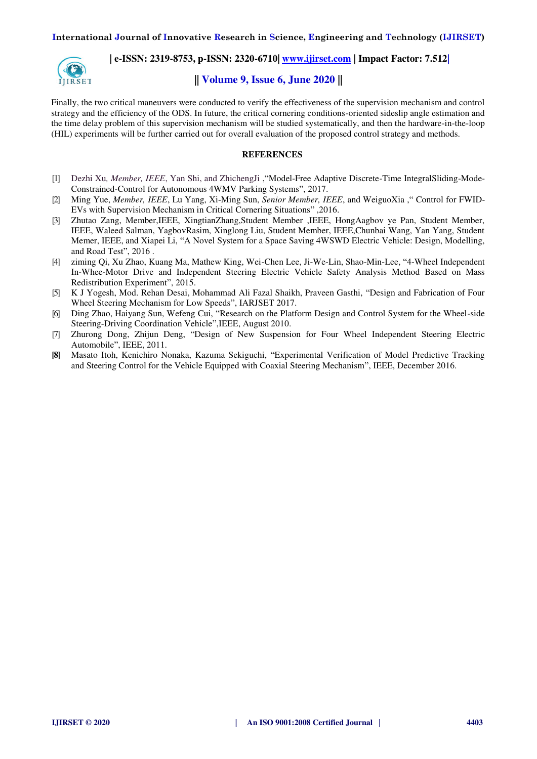Finally, the two critical maneuvers were conducted to verify the effectiveness of the supervision mechanism and control strategy and the efficiency of the ODS. In future, the critical cornering conditions-oriented sideslip angle estimation and the time delay problem of this supervision mechanism will be studied systematically, and then the hardware-in-the-loop (HIL) experiments will be further carried out for overall evaluation of the proposed control strategy and methods.

## REFERENCES

[1] Dezhi Xu*, Member, IEEE*, Yan Shi, and ZhichengJi ,"Model-Free Adaptive Discrete-Time IntegralSliding-Mode-Constrained-Control for Autonomous 4WMV Parking Systems", 2017.

[2] Ming Yue, *Member, IEEE*, Lu Yang, Xi-Ming Sun, *Senior Member, IEEE*, and WeiguoXia ," Control for FWID-EVs with Supervision Mechanism in Critical Cornering Situations" ,2016.

[3] Zhutao Zang, Member,IEEE, XingtianZhang,Student Member ,IEEE, HongAagbov ye Pan, Student Member, IEEE, Waleed Salman, YagbovRasim, Xinglong Liu, Student Member, IEEE,Chunbai Wang, Yan Yang, Student Memer, IEEE, and Xiapei Li, "A Novel System for a Space Saving 4WSWD Electric Vehicle: Design, Modelling, and Road Test", 2016 .

[4] ziming Qi, Xu Zhao, Kuang Ma, Mathew King, Wei-Chen Lee, Ji-We-Lin, Shao-Min-Lee, "4-Wheel Independent In-Whee-Motor Drive and Independent Steering Electric Vehicle Safety Analysis Method Based on Mass Redistribution Experiment", 2015.

[5] K J Yogesh, Mod. Rehan Desai, Mohammad Ali Fazal Shaikh, Praveen Gasthi, "Design and Fabrication of Four Wheel Steering Mechanism for Low Speeds", IARJSET 2017.

[6] Ding Zhao, Haiyang Sun, Wefeng Cui, "Research on the Platform Design and Control System for the Wheel-side Steering-Driving Coordination Vehicle",IEEE, August 2010.

[7] Zhurong Dong, Zhijun Deng, "Design of New Suspension for Four Wheel Independent Steering Electric Automobile", IEEE, 2011.

[8] Masato Itoh, Kenichiro Nonaka, Kazuma Sekiguchi, "Experimental Verification of Model Predictive Tracking and Steering Control for the Vehicle Equipped with Coaxial Steering Mechanism", IEEE, December 2016.